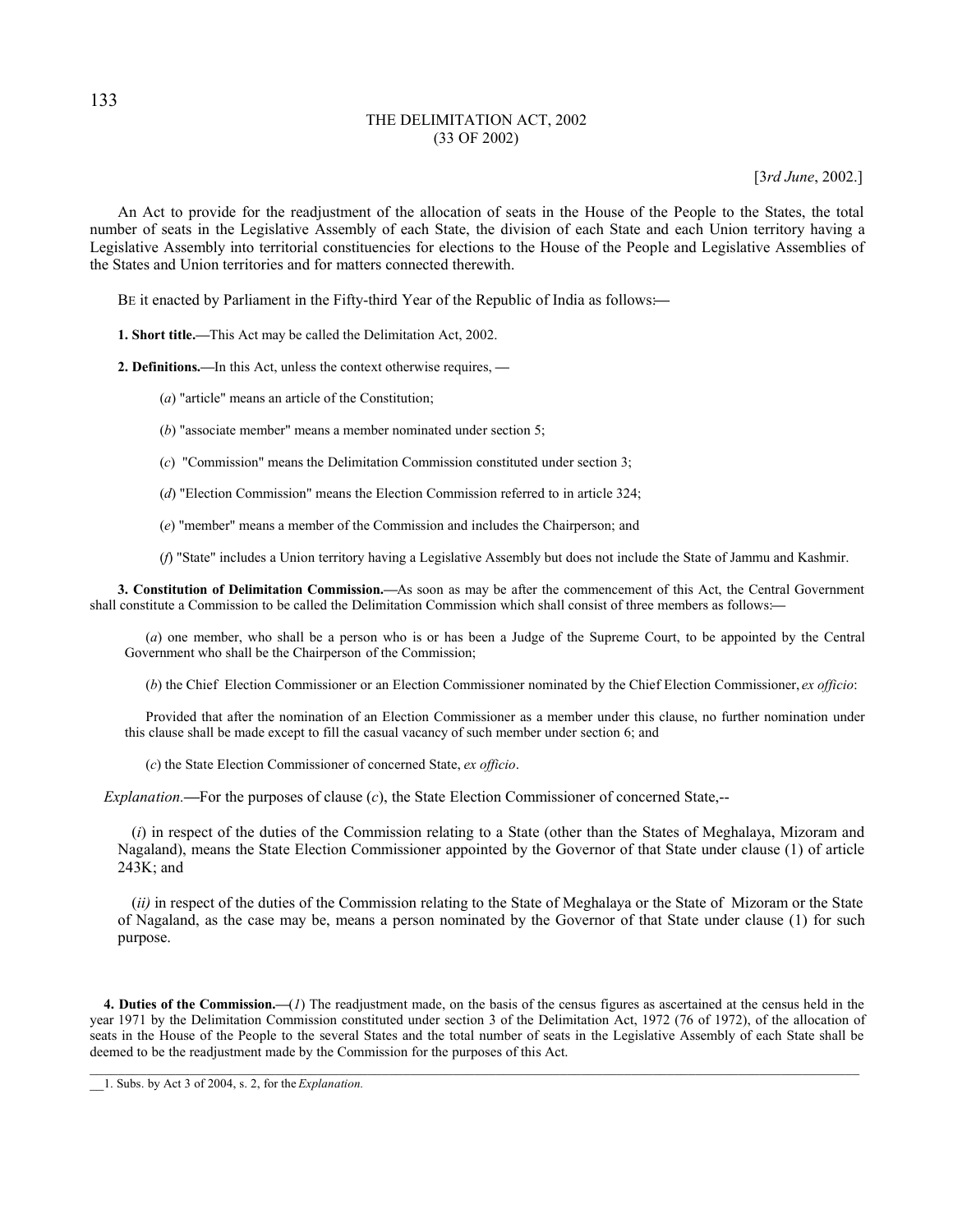# THE DELIMITATION ACT, 2002
## (33 OF 2002)

[3*rd June*, 2002.]

An Act to provide for the readjustment of the allocation of seats in the House of the People to the States, the total number of seats in the Legislative Assembly of each State, the division of each State and each Union territory having a Legislative Assembly into territorial constituencies for elections to the House of the People and Legislative Assemblies of the States and Union territories and for matters connected therewith.

BE it enacted by Parliament in the Fifty-third Year of the Republic of India as follows:**—**

**1. Short title.—**This Act may be called the Delimitation Act, 2002.

**2. Definitions.—**In this Act, unless the context otherwise requires, **—**

(*a*) "article" means an article of the Constitution;

(*b*) "associate member" means a member nominated under section 5;

(*c*) "Commission" means the Delimitation Commission constituted under section 3;

(*d*) "Election Commission" means the Election Commission referred to in article 324;

(*e*) "member" means a member of the Commission and includes the Chairperson; and

(*f*) "State" includes a Union territory having a Legislative Assembly but does not include the State of Jammu and Kashmir.

**3. Constitution of Delimitation Commission.—**As soon as may be after the commencement of this Act, the Central Government shall constitute a Commission to be called the Delimitation Commission which shall consist of three members as follows:**—**

(*a*) one member, who shall be a person who is or has been a Judge of the Supreme Court, to be appointed by the Central Government who shall be the Chairperson of the Commission;

(*b*) the Chief Election Commissioner or an Election Commissioner nominated by the Chief Election Commissioner, *ex officio*:

Provided that after the nomination of an Election Commissioner as a member under this clause, no further nomination under this clause shall be made except to fill the casual vacancy of such member under section 6; and

(*c*) the State Election Commissioner of concerned State, *ex officio*.

*Explanation.***—**For the purposes of clause (*c*), the State Election Commissioner of concerned State,--

(*i*) in respect of the duties of the Commission relating to a State (other than the States of Meghalaya, Mizoram and Nagaland), means the State Election Commissioner appointed by the Governor of that State under clause (1) of article 243K; and

(*ii)* in respect of the duties of the Commission relating to the State of Meghalaya or the State of Mizoram or the State of Nagaland, as the case may be, means a person nominated by the Governor of that State under clause (1) for such purpose.

**4. Duties of the Commission.—**(*1*) The readjustment made, on the basis of the census figures as ascertained at the census held in the year 1971 by the Delimitation Commission constituted under section 3 of the Delimitation Act, 1972 (76 of 1972), of the allocation of seats in the House of the People to the several States and the total number of seats in the Legislative Assembly of each State shall be deemed to be the readjustment made by the Commission for the purposes of this Act.

---

1. Subs. by Act 3 of 2004, s. 2, for the *Explanation.*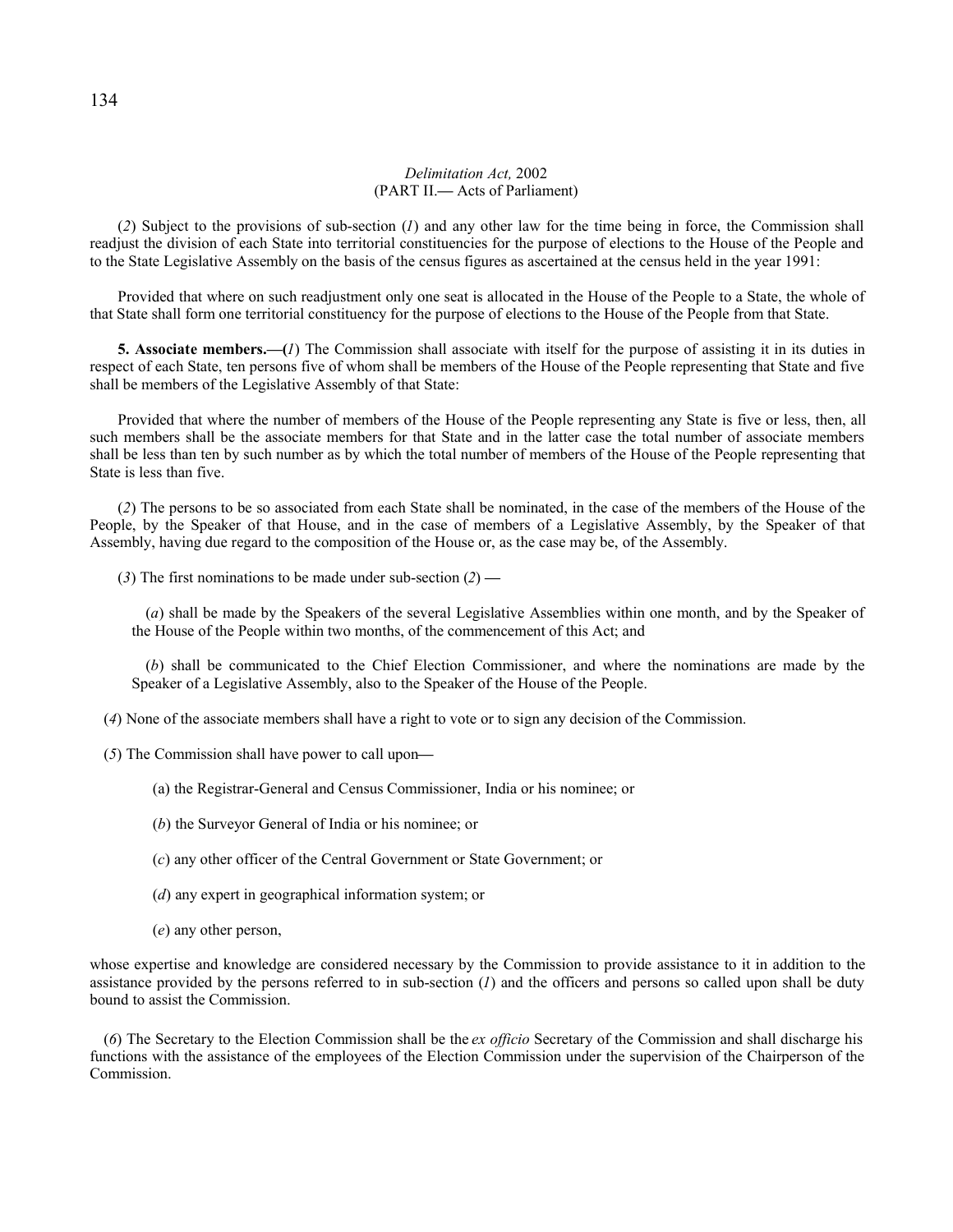(2) Subject to the provisions of sub-section (*1*) and any other law for the time being in force, the Commission shall readjust the division of each State into territorial constituencies for the purpose of elections to the House of the People and to the State Legislative Assembly on the basis of the census figures as ascertained at the census held in the year 1991:

Provided that where on such readjustment only one seat is allocated in the House of the People to a State, the whole of that State shall form one territorial constituency for the purpose of elections to the House of the People from that State.

**5. Associate members.—(***1*) The Commission shall associate with itself for the purpose of assisting it in its duties in respect of each State, ten persons five of whom shall be members of the House of the People representing that State and five shall be members of the Legislative Assembly of that State:

Provided that where the number of members of the House of the People representing any State is five or less, then, all such members shall be the associate members for that State and in the latter case the total number of associate members shall be less than ten by such number as by which the total number of members of the House of the People representing that State is less than five.

(*2*) The persons to be so associated from each State shall be nominated, in the case of the members of the House of the People, by the Speaker of that House, and in the case of members of a Legislative Assembly, by the Speaker of that Assembly, having due regard to the composition of the House or, as the case may be, of the Assembly.

(*3*) The first nominations to be made under sub-section (*2*) —

(*a*) shall be made by the Speakers of the several Legislative Assemblies within one month, and by the Speaker of the House of the People within two months, of the commencement of this Act; and

(*b*) shall be communicated to the Chief Election Commissioner, and where the nominations are made by the Speaker of a Legislative Assembly, also to the Speaker of the House of the People.

(*4*) None of the associate members shall have a right to vote or to sign any decision of the Commission.

(*5*) The Commission shall have power to call upon—

(a) the Registrar-General and Census Commissioner, India or his nominee; or

(*b*) the Surveyor General of India or his nominee; or

(*c*) any other officer of the Central Government or State Government; or

(*d*) any expert in geographical information system; or

(*e*) any other person,

whose expertise and knowledge are considered necessary by the Commission to provide assistance to it in addition to the assistance provided by the persons referred to in sub-section (*1*) and the officers and persons so called upon shall be duty bound to assist the Commission.

(*6*) The Secretary to the Election Commission shall be the *ex officio* Secretary of the Commission and shall discharge his functions with the assistance of the employees of the Election Commission under the supervision of the Chairperson of the Commission.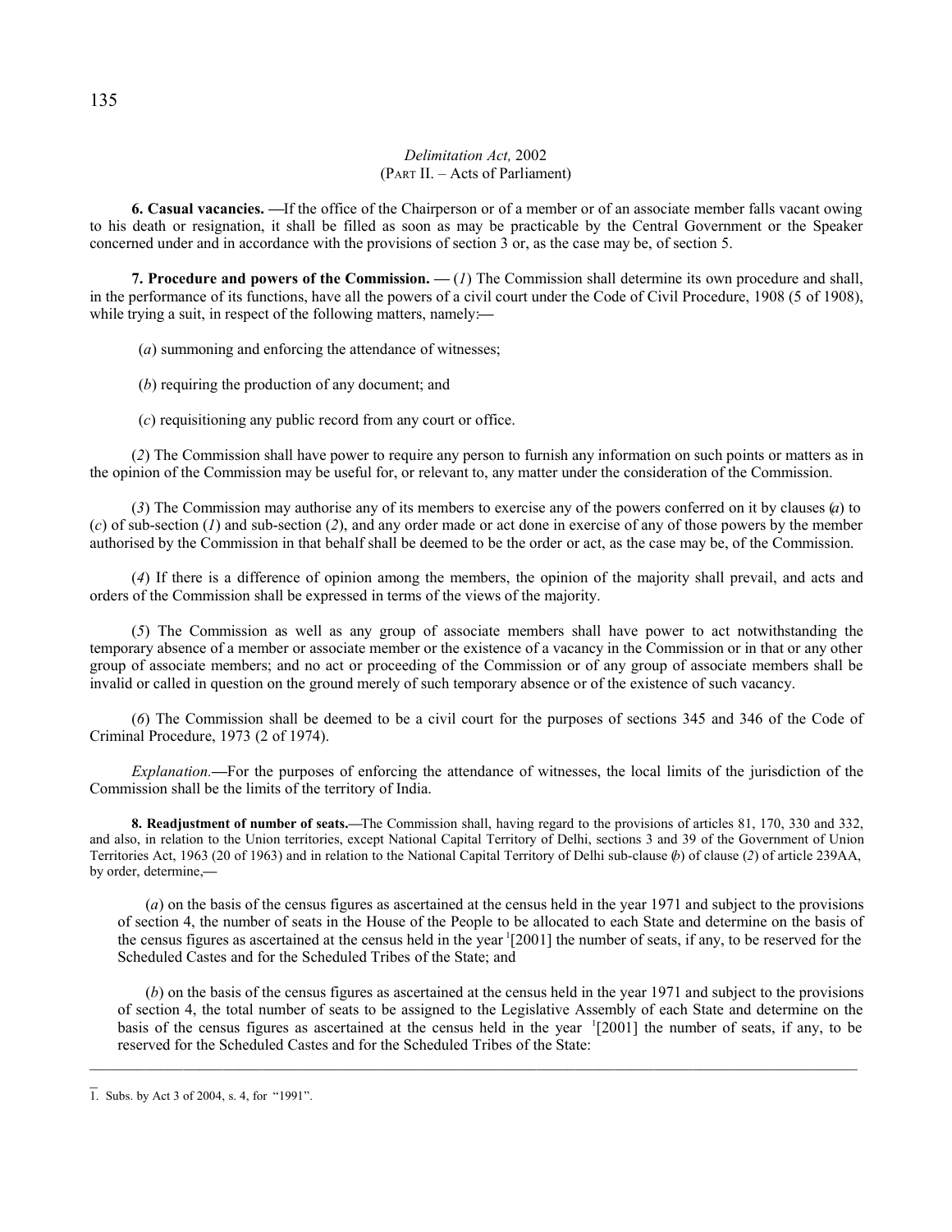*Delimitation Act,* 2002
(PART II. – Acts of Parliament)

**6. Casual vacancies. —**If the office of the Chairperson or of a member or of an associate member falls vacant owing to his death or resignation, it shall be filled as soon as may be practicable by the Central Government or the Speaker concerned under and in accordance with the provisions of section 3 or, as the case may be, of section 5.

**7. Procedure and powers of the Commission. —** (*1*) The Commission shall determine its own procedure and shall, in the performance of its functions, have all the powers of a civil court under the Code of Civil Procedure, 1908 (5 of 1908), while trying a suit, in respect of the following matters, namely:—

(*a*) summoning and enforcing the attendance of witnesses;

(*b*) requiring the production of any document; and

(*c*) requisitioning any public record from any court or office.

(*2*) The Commission shall have power to require any person to furnish any information on such points or matters as in the opinion of the Commission may be useful for, or relevant to, any matter under the consideration of the Commission.

(*3*) The Commission may authorise any of its members to exercise any of the powers conferred on it by clauses (*a*) to (*c*) of sub-section (*1*) and sub-section (*2*), and any order made or act done in exercise of any of those powers by the member authorised by the Commission in that behalf shall be deemed to be the order or act, as the case may be, of the Commission.

(*4*) If there is a difference of opinion among the members, the opinion of the majority shall prevail, and acts and orders of the Commission shall be expressed in terms of the views of the majority.

(*5*) The Commission as well as any group of associate members shall have power to act notwithstanding the temporary absence of a member or associate member or the existence of a vacancy in the Commission or in that or any other group of associate members; and no act or proceeding of the Commission or of any group of associate members shall be invalid or called in question on the ground merely of such temporary absence or of the existence of such vacancy.

(*6*) The Commission shall be deemed to be a civil court for the purposes of sections 345 and 346 of the Code of Criminal Procedure, 1973 (2 of 1974).

*Explanation*.—For the purposes of enforcing the attendance of witnesses, the local limits of the jurisdiction of the Commission shall be the limits of the territory of India.

**8. Readjustment of number of seats.—**The Commission shall, having regard to the provisions of articles 81, 170, 330 and 332, and also, in relation to the Union territories, except National Capital Territory of Delhi, sections 3 and 39 of the Government of Union Territories Act, 1963 (20 of 1963) and in relation to the National Capital Territory of Delhi sub-clause (*b*) of clause (*2*) of article 239AA, by order, determine,—

(*a*) on the basis of the census figures as ascertained at the census held in the year 1971 and subject to the provisions of section 4, the number of seats in the House of the People to be allocated to each State and determine on the basis of the census figures as ascertained at the census held in the year [1][2001] the number of seats, if any, to be reserved for the Scheduled Castes and for the Scheduled Tribes of the State; and

(*b*) on the basis of the census figures as ascertained at the census held in the year 1971 and subject to the provisions of section 4, the total number of seats to be assigned to the Legislative Assembly of each State and determine on the basis of the census figures as ascertained at the census held in the year [1][2001] the number of seats, if any, to be reserved for the Scheduled Castes and for the Scheduled Tribes of the State:

---

1. Subs. by Act 3 of 2004, s. 4, for "1991".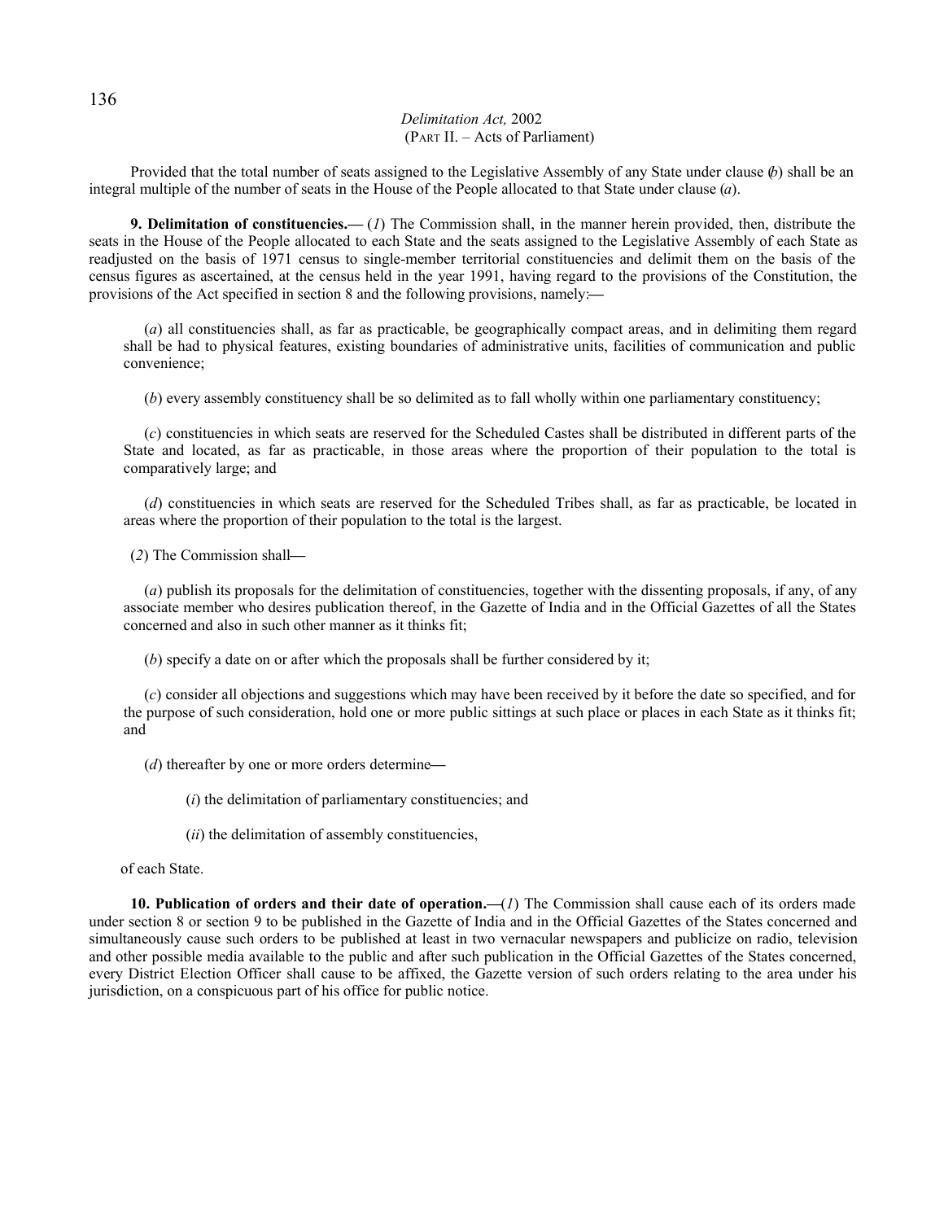Provided that the total number of seats assigned to the Legislative Assembly of any State under clause (*b*) shall be an integral multiple of the number of seats in the House of the People allocated to that State under clause (*a*).

**9. Delimitation of constituencies.—** (*1*) The Commission shall, in the manner herein provided, then, distribute the seats in the House of the People allocated to each State and the seats assigned to the Legislative Assembly of each State as readjusted on the basis of 1971 census to single-member territorial constituencies and delimit them on the basis of the census figures as ascertained, at the census held in the year 1991, having regard to the provisions of the Constitution, the provisions of the Act specified in section 8 and the following provisions, namely:—

(*a*) all constituencies shall, as far as practicable, be geographically compact areas, and in delimiting them regard shall be had to physical features, existing boundaries of administrative units, facilities of communication and public convenience;

(*b*) every assembly constituency shall be so delimited as to fall wholly within one parliamentary constituency;

(*c*) constituencies in which seats are reserved for the Scheduled Castes shall be distributed in different parts of the State and located, as far as practicable, in those areas where the proportion of their population to the total is comparatively large; and

(*d*) constituencies in which seats are reserved for the Scheduled Tribes shall, as far as practicable, be located in areas where the proportion of their population to the total is the largest.

(*2*) The Commission shall—

(*a*) publish its proposals for the delimitation of constituencies, together with the dissenting proposals, if any, of any associate member who desires publication thereof, in the Gazette of India and in the Official Gazettes of all the States concerned and also in such other manner as it thinks fit;

(*b*) specify a date on or after which the proposals shall be further considered by it;

(*c*) consider all objections and suggestions which may have been received by it before the date so specified, and for the purpose of such consideration, hold one or more public sittings at such place or places in each State as it thinks fit; and

(*d*) thereafter by one or more orders determine—

(*i*) the delimitation of parliamentary constituencies; and

(*ii*) the delimitation of assembly constituencies,

of each State.

**10. Publication of orders and their date of operation.—**(*1*) The Commission shall cause each of its orders made under section 8 or section 9 to be published in the Gazette of India and in the Official Gazettes of the States concerned and simultaneously cause such orders to be published at least in two vernacular newspapers and publicize on radio, television and other possible media available to the public and after such publication in the Official Gazettes of the States concerned, every District Election Officer shall cause to be affixed, the Gazette version of such orders relating to the area under his jurisdiction, on a conspicuous part of his office for public notice.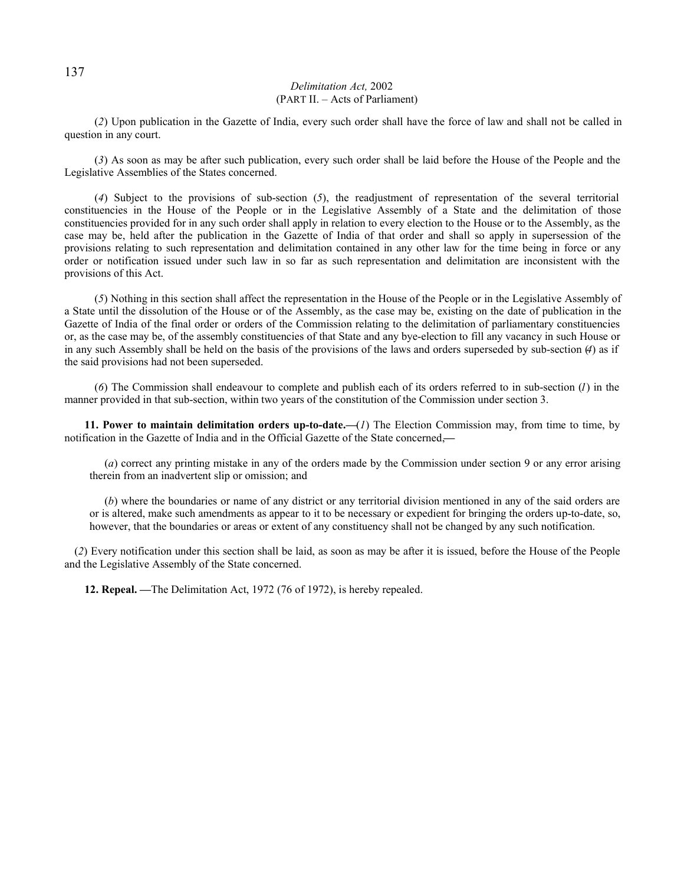(*2*) Upon publication in the Gazette of India, every such order shall have the force of law and shall not be called in question in any court.

(*3*) As soon as may be after such publication, every such order shall be laid before the House of the People and the Legislative Assemblies of the States concerned.

(*4*) Subject to the provisions of sub-section (*5*), the readjustment of representation of the several territorial constituencies in the House of the People or in the Legislative Assembly of a State and the delimitation of those constituencies provided for in any such order shall apply in relation to every election to the House or to the Assembly, as the case may be, held after the publication in the Gazette of India of that order and shall so apply in supersession of the provisions relating to such representation and delimitation contained in any other law for the time being in force or any order or notification issued under such law in so far as such representation and delimitation are inconsistent with the provisions of this Act.

(*5*) Nothing in this section shall affect the representation in the House of the People or in the Legislative Assembly of a State until the dissolution of the House or of the Assembly, as the case may be, existing on the date of publication in the Gazette of India of the final order or orders of the Commission relating to the delimitation of parliamentary constituencies or, as the case may be, of the assembly constituencies of that State and any bye-election to fill any vacancy in such House or in any such Assembly shall be held on the basis of the provisions of the laws and orders superseded by sub-section (*4*) as if the said provisions had not been superseded.

(*6*) The Commission shall endeavour to complete and publish each of its orders referred to in sub-section (*1*) in the manner provided in that sub-section, within two years of the constitution of the Commission under section 3.

**11. Power to maintain delimitation orders up-to-date.—**(*1*) The Election Commission may, from time to time, by notification in the Gazette of India and in the Official Gazette of the State concerned,—

(*a*) correct any printing mistake in any of the orders made by the Commission under section 9 or any error arising therein from an inadvertent slip or omission; and

(*b*) where the boundaries or name of any district or any territorial division mentioned in any of the said orders are or is altered, make such amendments as appear to it to be necessary or expedient for bringing the orders up-to-date, so, however, that the boundaries or areas or extent of any constituency shall not be changed by any such notification.

(*2*) Every notification under this section shall be laid, as soon as may be after it is issued, before the House of the People and the Legislative Assembly of the State concerned.

**12. Repeal. —**The Delimitation Act, 1972 (76 of 1972), is hereby repealed.